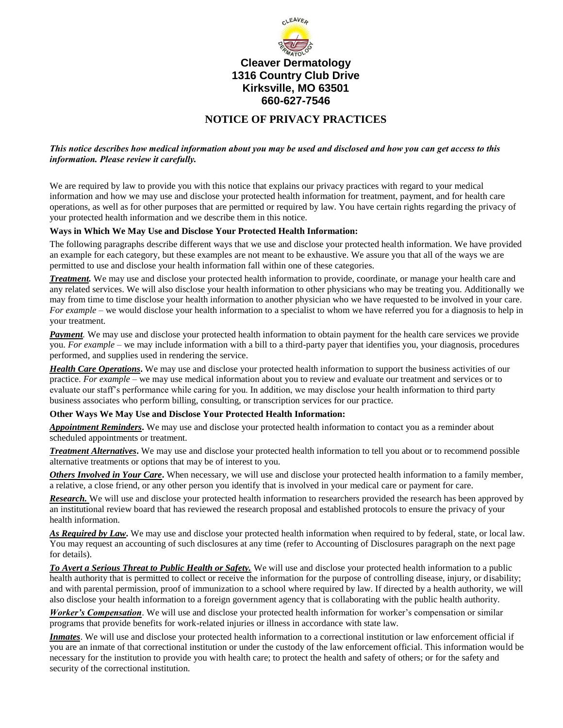**Cleaver Dermatology**
**1316 Country Club Drive**
**Kirksville, MO 63501**
**660-627-7546**

# NOTICE OF PRIVACY PRACTICES

***This notice describes how medical information about you may be used and disclosed and how you can get access to this information. Please review it carefully.***

We are required by law to provide you with this notice that explains our privacy practices with regard to your medical information and how we may use and disclose your protected health information for treatment, payment, and for health care operations, as well as for other purposes that are permitted or required by law. You have certain rights regarding the privacy of your protected health information and we describe them in this notice.

**Ways in Which We May Use and Disclose Your Protected Health Information:**

The following paragraphs describe different ways that we use and disclose your protected health information. We have provided an example for each category, but these examples are not meant to be exhaustive. We assure you that all of the ways we are permitted to use and disclose your health information fall within one of these categories.

***Treatment.*** We may use and disclose your protected health information to provide, coordinate, or manage your health care and any related services. We will also disclose your health information to other physicians who may be treating you. Additionally we may from time to time disclose your health information to another physician who we have requested to be involved in your care. *For example* – we would disclose your health information to a specialist to whom we have referred you for a diagnosis to help in your treatment.

***Payment.*** We may use and disclose your protected health information to obtain payment for the health care services we provide you. *For example* – we may include information with a bill to a third-party payer that identifies you, your diagnosis, procedures performed, and supplies used in rendering the service.

***Health Care Operations*****.** We may use and disclose your protected health information to support the business activities of our practice. *For example* – we may use medical information about you to review and evaluate our treatment and services or to evaluate our staff's performance while caring for you. In addition, we may disclose your health information to third party business associates who perform billing, consulting, or transcription services for our practice.

**Other Ways We May Use and Disclose Your Protected Health Information:**

***Appointment Reminders*****.** We may use and disclose your protected health information to contact you as a reminder about scheduled appointments or treatment.

***Treatment Alternatives*****.** We may use and disclose your protected health information to tell you about or to recommend possible alternative treatments or options that may be of interest to you.

***Others Involved in Your Care*****.** When necessary, we will use and disclose your protected health information to a family member, a relative, a close friend, or any other person you identify that is involved in your medical care or payment for care.

***Research.*** We will use and disclose your protected health information to researchers provided the research has been approved by an institutional review board that has reviewed the research proposal and established protocols to ensure the privacy of your health information.

***As Required by Law*****.** We may use and disclose your protected health information when required to by federal, state, or local law. You may request an accounting of such disclosures at any time (refer to Accounting of Disclosures paragraph on the next page for details).

***To Avert a Serious Threat to Public Health or Safety.*** We will use and disclose your protected health information to a public health authority that is permitted to collect or receive the information for the purpose of controlling disease, injury, or disability; and with parental permission, proof of immunization to a school where required by law. If directed by a health authority, we will also disclose your health information to a foreign government agency that is collaborating with the public health authority.

***Worker's Compensation***. We will use and disclose your protected health information for worker's compensation or similar programs that provide benefits for work-related injuries or illness in accordance with state law.

***Inmates***. We will use and disclose your protected health information to a correctional institution or law enforcement official if you are an inmate of that correctional institution or under the custody of the law enforcement official. This information would be necessary for the institution to provide you with health care; to protect the health and safety of others; or for the safety and security of the correctional institution.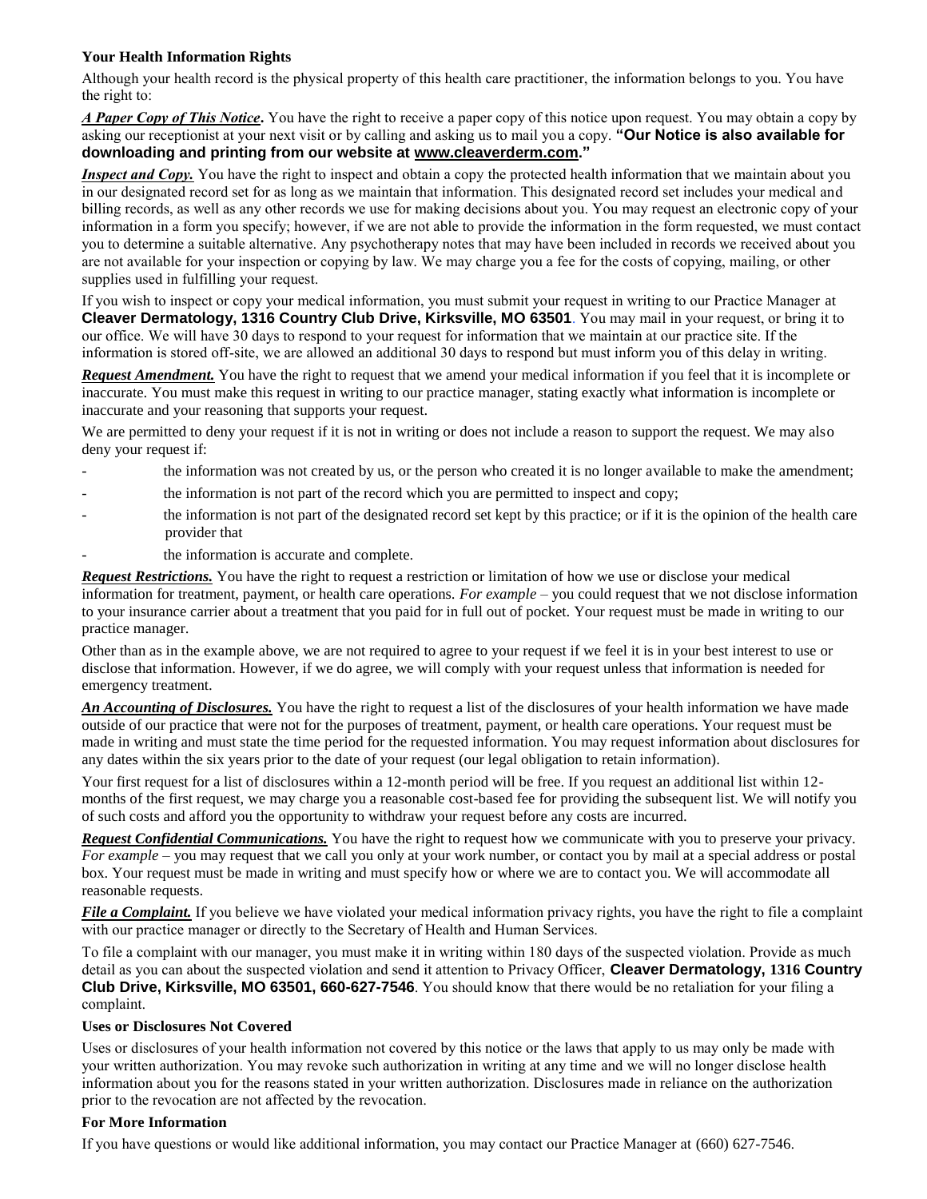### Your Health Information Rights

Although your health record is the physical property of this health care practitioner, the information belongs to you. You have the right to:

***A Paper Copy of This Notice*.** You have the right to receive a paper copy of this notice upon request. You may obtain a copy by asking our receptionist at your next visit or by calling and asking us to mail you a copy. **"Our Notice is also available for downloading and printing from our website at www.cleaverderm.com."**

***Inspect and Copy.*** You have the right to inspect and obtain a copy the protected health information that we maintain about you in our designated record set for as long as we maintain that information. This designated record set includes your medical and billing records, as well as any other records we use for making decisions about you. You may request an electronic copy of your information in a form you specify; however, if we are not able to provide the information in the form requested, we must contact you to determine a suitable alternative. Any psychotherapy notes that may have been included in records we received about you are not available for your inspection or copying by law. We may charge you a fee for the costs of copying, mailing, or other supplies used in fulfilling your request.

If you wish to inspect or copy your medical information, you must submit your request in writing to our Practice Manager at **Cleaver Dermatology, 1316 Country Club Drive, Kirksville, MO 63501**. You may mail in your request, or bring it to our office. We will have 30 days to respond to your request for information that we maintain at our practice site. If the information is stored off-site, we are allowed an additional 30 days to respond but must inform you of this delay in writing.

***Request Amendment.*** You have the right to request that we amend your medical information if you feel that it is incomplete or inaccurate. You must make this request in writing to our practice manager, stating exactly what information is incomplete or inaccurate and your reasoning that supports your request.

We are permitted to deny your request if it is not in writing or does not include a reason to support the request. We may also deny your request if:

- the information was not created by us, or the person who created it is no longer available to make the amendment;
- the information is not part of the record which you are permitted to inspect and copy;
- the information is not part of the designated record set kept by this practice; or if it is the opinion of the health care provider that
- the information is accurate and complete.

***Request Restrictions.*** You have the right to request a restriction or limitation of how we use or disclose your medical information for treatment, payment, or health care operations. *For example* – you could request that we not disclose information to your insurance carrier about a treatment that you paid for in full out of pocket. Your request must be made in writing to our practice manager.

Other than as in the example above, we are not required to agree to your request if we feel it is in your best interest to use or disclose that information. However, if we do agree, we will comply with your request unless that information is needed for emergency treatment.

***An Accounting of Disclosures.*** You have the right to request a list of the disclosures of your health information we have made outside of our practice that were not for the purposes of treatment, payment, or health care operations. Your request must be made in writing and must state the time period for the requested information. You may request information about disclosures for any dates within the six years prior to the date of your request (our legal obligation to retain information).

Your first request for a list of disclosures within a 12-month period will be free. If you request an additional list within 12-months of the first request, we may charge you a reasonable cost-based fee for providing the subsequent list. We will notify you of such costs and afford you the opportunity to withdraw your request before any costs are incurred.

***Request Confidential Communications.*** You have the right to request how we communicate with you to preserve your privacy. *For example* – you may request that we call you only at your work number, or contact you by mail at a special address or postal box. Your request must be made in writing and must specify how or where we are to contact you. We will accommodate all reasonable requests.

***File a Complaint.*** If you believe we have violated your medical information privacy rights, you have the right to file a complaint with our practice manager or directly to the Secretary of Health and Human Services.

To file a complaint with our manager, you must make it in writing within 180 days of the suspected violation. Provide as much detail as you can about the suspected violation and send it attention to Privacy Officer, **Cleaver Dermatology, 1316 Country Club Drive, Kirksville, MO 63501, 660-627-7546**. You should know that there would be no retaliation for your filing a complaint.

### Uses or Disclosures Not Covered

Uses or disclosures of your health information not covered by this notice or the laws that apply to us may only be made with your written authorization. You may revoke such authorization in writing at any time and we will no longer disclose health information about you for the reasons stated in your written authorization. Disclosures made in reliance on the authorization prior to the revocation are not affected by the revocation.

### For More Information

If you have questions or would like additional information, you may contact our Practice Manager at (660) 627-7546.